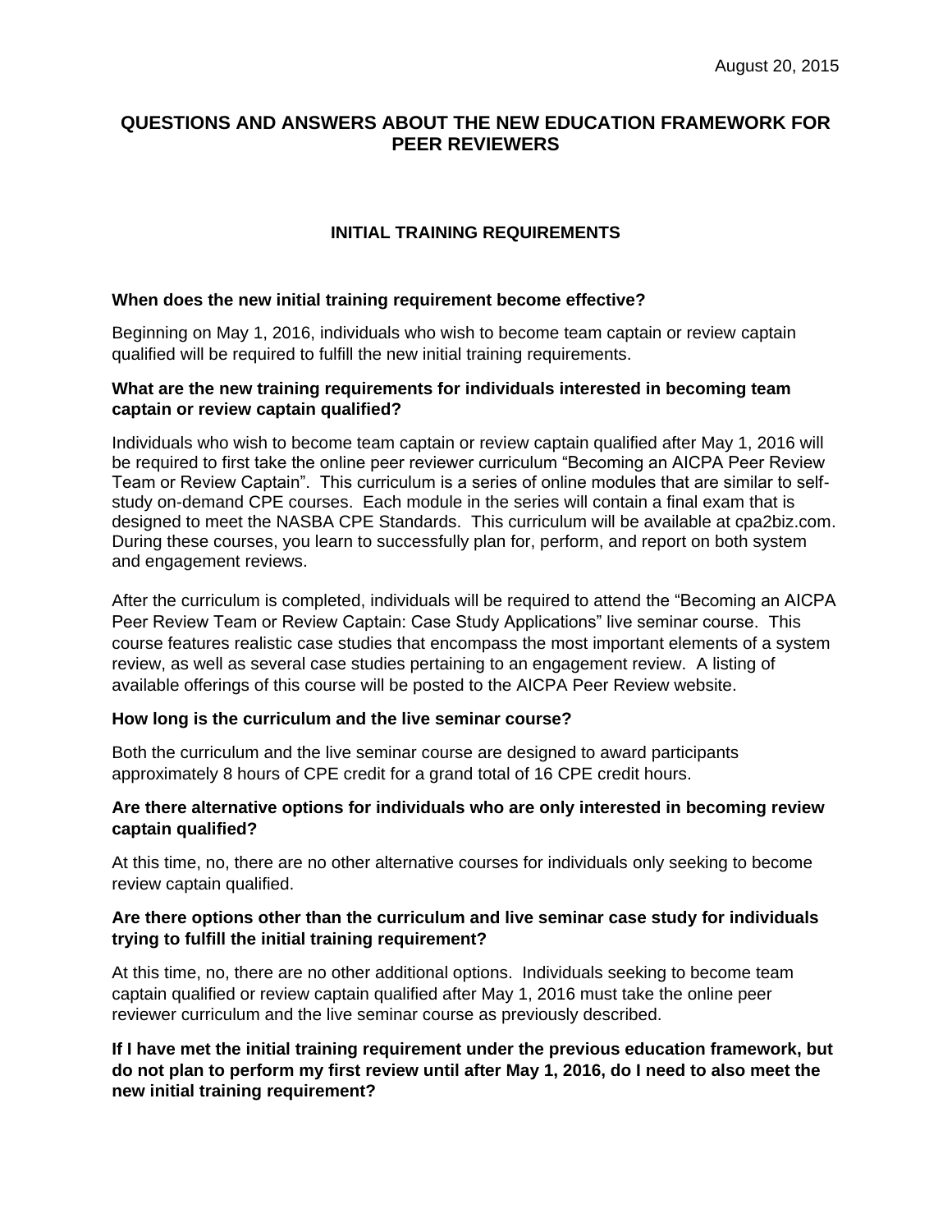August 20, 2015

# QUESTIONS AND ANSWERS ABOUT THE NEW EDUCATION FRAMEWORK FOR PEER REVIEWERS

## INITIAL TRAINING REQUIREMENTS

**When does the new initial training requirement become effective?**

Beginning on May 1, 2016, individuals who wish to become team captain or review captain qualified will be required to fulfill the new initial training requirements.

**What are the new training requirements for individuals interested in becoming team captain or review captain qualified?**

Individuals who wish to become team captain or review captain qualified after May 1, 2016 will be required to first take the online peer reviewer curriculum "Becoming an AICPA Peer Review Team or Review Captain". This curriculum is a series of online modules that are similar to self-study on-demand CPE courses. Each module in the series will contain a final exam that is designed to meet the NASBA CPE Standards. This curriculum will be available at cpa2biz.com. During these courses, you learn to successfully plan for, perform, and report on both system and engagement reviews.

After the curriculum is completed, individuals will be required to attend the "Becoming an AICPA Peer Review Team or Review Captain: Case Study Applications" live seminar course. This course features realistic case studies that encompass the most important elements of a system review, as well as several case studies pertaining to an engagement review. A listing of available offerings of this course will be posted to the AICPA Peer Review website.

**How long is the curriculum and the live seminar course?**

Both the curriculum and the live seminar course are designed to award participants approximately 8 hours of CPE credit for a grand total of 16 CPE credit hours.

**Are there alternative options for individuals who are only interested in becoming review captain qualified?**

At this time, no, there are no other alternative courses for individuals only seeking to become review captain qualified.

**Are there options other than the curriculum and live seminar case study for individuals trying to fulfill the initial training requirement?**

At this time, no, there are no other additional options. Individuals seeking to become team captain qualified or review captain qualified after May 1, 2016 must take the online peer reviewer curriculum and the live seminar course as previously described.

**If I have met the initial training requirement under the previous education framework, but do not plan to perform my first review until after May 1, 2016, do I need to also meet the new initial training requirement?**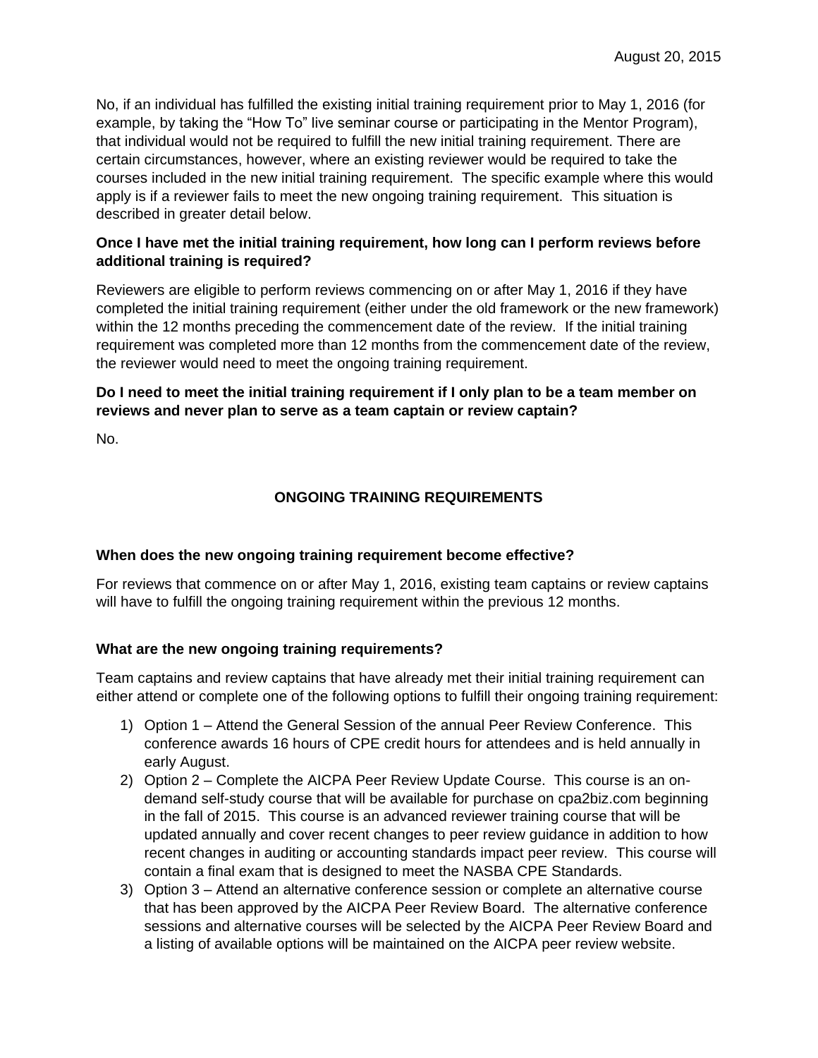No, if an individual has fulfilled the existing initial training requirement prior to May 1, 2016 (for example, by taking the "How To" live seminar course or participating in the Mentor Program), that individual would not be required to fulfill the new initial training requirement. There are certain circumstances, however, where an existing reviewer would be required to take the courses included in the new initial training requirement. The specific example where this would apply is if a reviewer fails to meet the new ongoing training requirement. This situation is described in greater detail below.

**Once I have met the initial training requirement, how long can I perform reviews before additional training is required?**

Reviewers are eligible to perform reviews commencing on or after May 1, 2016 if they have completed the initial training requirement (either under the old framework or the new framework) within the 12 months preceding the commencement date of the review. If the initial training requirement was completed more than 12 months from the commencement date of the review, the reviewer would need to meet the ongoing training requirement.

**Do I need to meet the initial training requirement if I only plan to be a team member on reviews and never plan to serve as a team captain or review captain?**

No.

## ONGOING TRAINING REQUIREMENTS

**When does the new ongoing training requirement become effective?**

For reviews that commence on or after May 1, 2016, existing team captains or review captains will have to fulfill the ongoing training requirement within the previous 12 months.

**What are the new ongoing training requirements?**

Team captains and review captains that have already met their initial training requirement can either attend or complete one of the following options to fulfill their ongoing training requirement:

1) Option 1 – Attend the General Session of the annual Peer Review Conference. This conference awards 16 hours of CPE credit hours for attendees and is held annually in early August.
2) Option 2 – Complete the AICPA Peer Review Update Course. This course is an on-demand self-study course that will be available for purchase on cpa2biz.com beginning in the fall of 2015. This course is an advanced reviewer training course that will be updated annually and cover recent changes to peer review guidance in addition to how recent changes in auditing or accounting standards impact peer review. This course will contain a final exam that is designed to meet the NASBA CPE Standards.
3) Option 3 – Attend an alternative conference session or complete an alternative course that has been approved by the AICPA Peer Review Board. The alternative conference sessions and alternative courses will be selected by the AICPA Peer Review Board and a listing of available options will be maintained on the AICPA peer review website.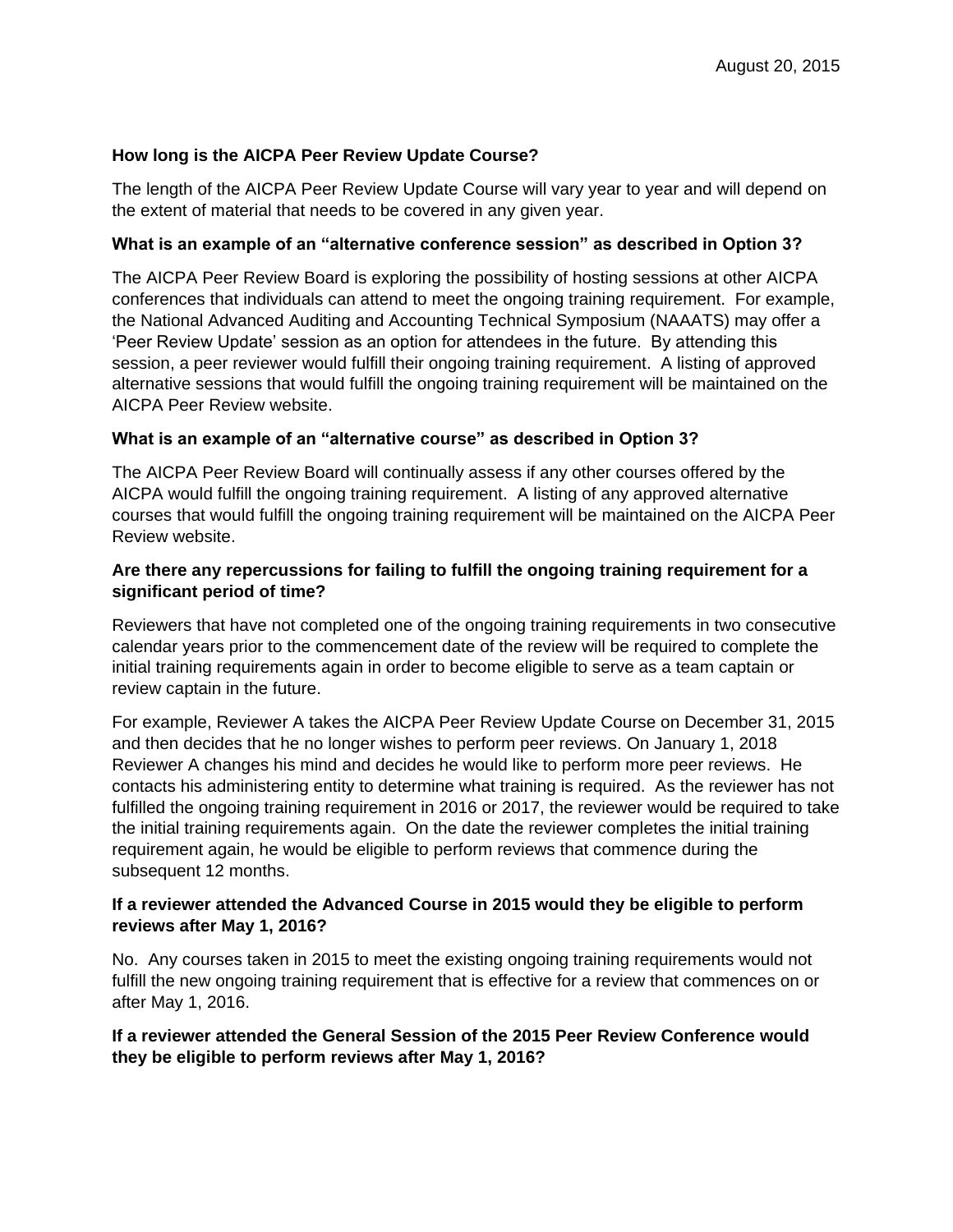August 20, 2015

**How long is the AICPA Peer Review Update Course?**

The length of the AICPA Peer Review Update Course will vary year to year and will depend on the extent of material that needs to be covered in any given year.

**What is an example of an "alternative conference session" as described in Option 3?**

The AICPA Peer Review Board is exploring the possibility of hosting sessions at other AICPA conferences that individuals can attend to meet the ongoing training requirement. For example, the National Advanced Auditing and Accounting Technical Symposium (NAAATS) may offer a 'Peer Review Update' session as an option for attendees in the future. By attending this session, a peer reviewer would fulfill their ongoing training requirement. A listing of approved alternative sessions that would fulfill the ongoing training requirement will be maintained on the AICPA Peer Review website.

**What is an example of an "alternative course" as described in Option 3?**

The AICPA Peer Review Board will continually assess if any other courses offered by the AICPA would fulfill the ongoing training requirement. A listing of any approved alternative courses that would fulfill the ongoing training requirement will be maintained on the AICPA Peer Review website.

**Are there any repercussions for failing to fulfill the ongoing training requirement for a significant period of time?**

Reviewers that have not completed one of the ongoing training requirements in two consecutive calendar years prior to the commencement date of the review will be required to complete the initial training requirements again in order to become eligible to serve as a team captain or review captain in the future.

For example, Reviewer A takes the AICPA Peer Review Update Course on December 31, 2015 and then decides that he no longer wishes to perform peer reviews. On January 1, 2018 Reviewer A changes his mind and decides he would like to perform more peer reviews. He contacts his administering entity to determine what training is required. As the reviewer has not fulfilled the ongoing training requirement in 2016 or 2017, the reviewer would be required to take the initial training requirements again. On the date the reviewer completes the initial training requirement again, he would be eligible to perform reviews that commence during the subsequent 12 months.

**If a reviewer attended the Advanced Course in 2015 would they be eligible to perform reviews after May 1, 2016?**

No. Any courses taken in 2015 to meet the existing ongoing training requirements would not fulfill the new ongoing training requirement that is effective for a review that commences on or after May 1, 2016.

**If a reviewer attended the General Session of the 2015 Peer Review Conference would they be eligible to perform reviews after May 1, 2016?**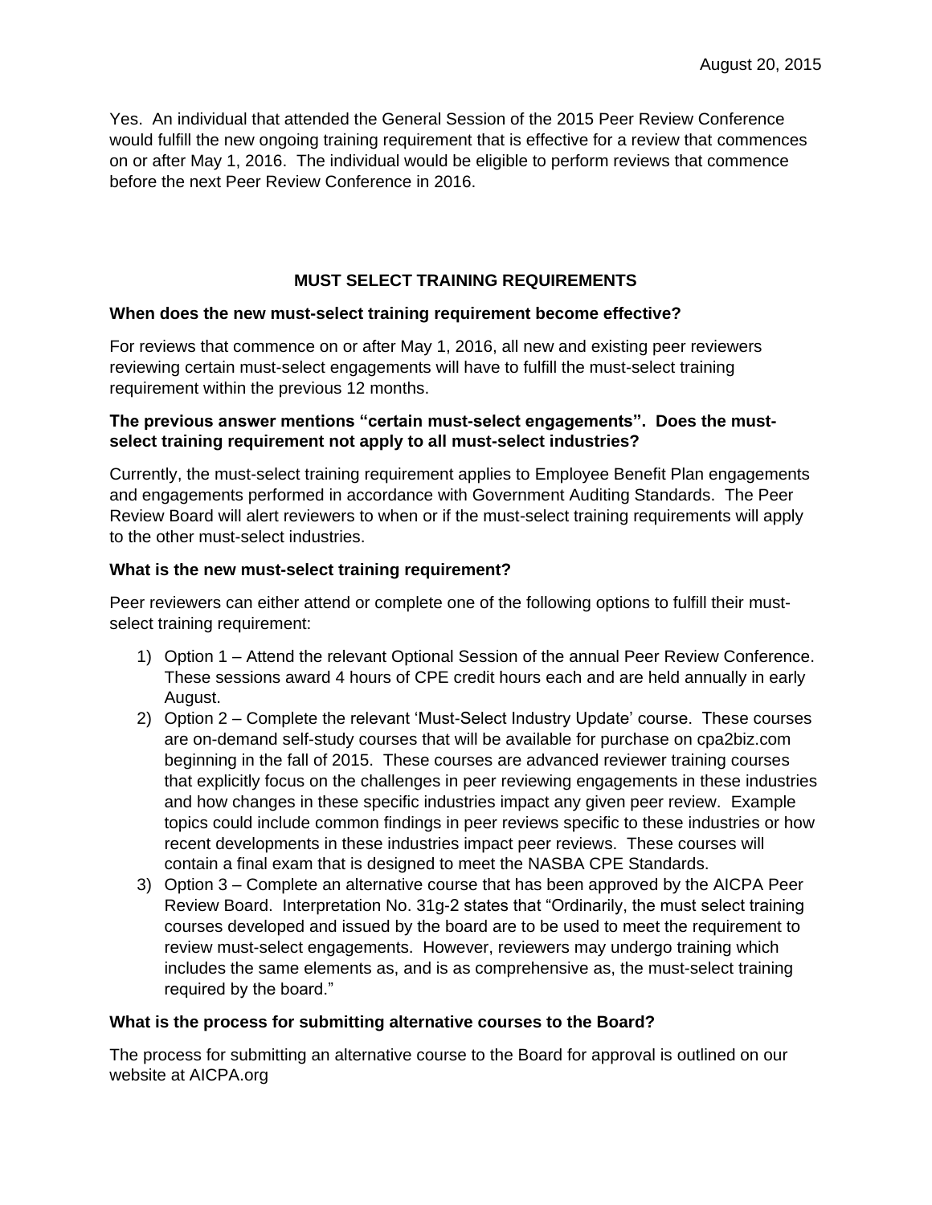August 20, 2015

Yes. An individual that attended the General Session of the 2015 Peer Review Conference would fulfill the new ongoing training requirement that is effective for a review that commences on or after May 1, 2016. The individual would be eligible to perform reviews that commence before the next Peer Review Conference in 2016.

## MUST SELECT TRAINING REQUIREMENTS

**When does the new must-select training requirement become effective?**

For reviews that commence on or after May 1, 2016, all new and existing peer reviewers reviewing certain must-select engagements will have to fulfill the must-select training requirement within the previous 12 months.

**The previous answer mentions "certain must-select engagements". Does the must-select training requirement not apply to all must-select industries?**

Currently, the must-select training requirement applies to Employee Benefit Plan engagements and engagements performed in accordance with Government Auditing Standards. The Peer Review Board will alert reviewers to when or if the must-select training requirements will apply to the other must-select industries.

**What is the new must-select training requirement?**

Peer reviewers can either attend or complete one of the following options to fulfill their must-select training requirement:

1) Option 1 – Attend the relevant Optional Session of the annual Peer Review Conference. These sessions award 4 hours of CPE credit hours each and are held annually in early August.
2) Option 2 – Complete the relevant 'Must-Select Industry Update' course. These courses are on-demand self-study courses that will be available for purchase on cpa2biz.com beginning in the fall of 2015. These courses are advanced reviewer training courses that explicitly focus on the challenges in peer reviewing engagements in these industries and how changes in these specific industries impact any given peer review. Example topics could include common findings in peer reviews specific to these industries or how recent developments in these industries impact peer reviews. These courses will contain a final exam that is designed to meet the NASBA CPE Standards.
3) Option 3 – Complete an alternative course that has been approved by the AICPA Peer Review Board. Interpretation No. 31g-2 states that "Ordinarily, the must select training courses developed and issued by the board are to be used to meet the requirement to review must-select engagements. However, reviewers may undergo training which includes the same elements as, and is as comprehensive as, the must-select training required by the board."

**What is the process for submitting alternative courses to the Board?**

The process for submitting an alternative course to the Board for approval is outlined on our website at AICPA.org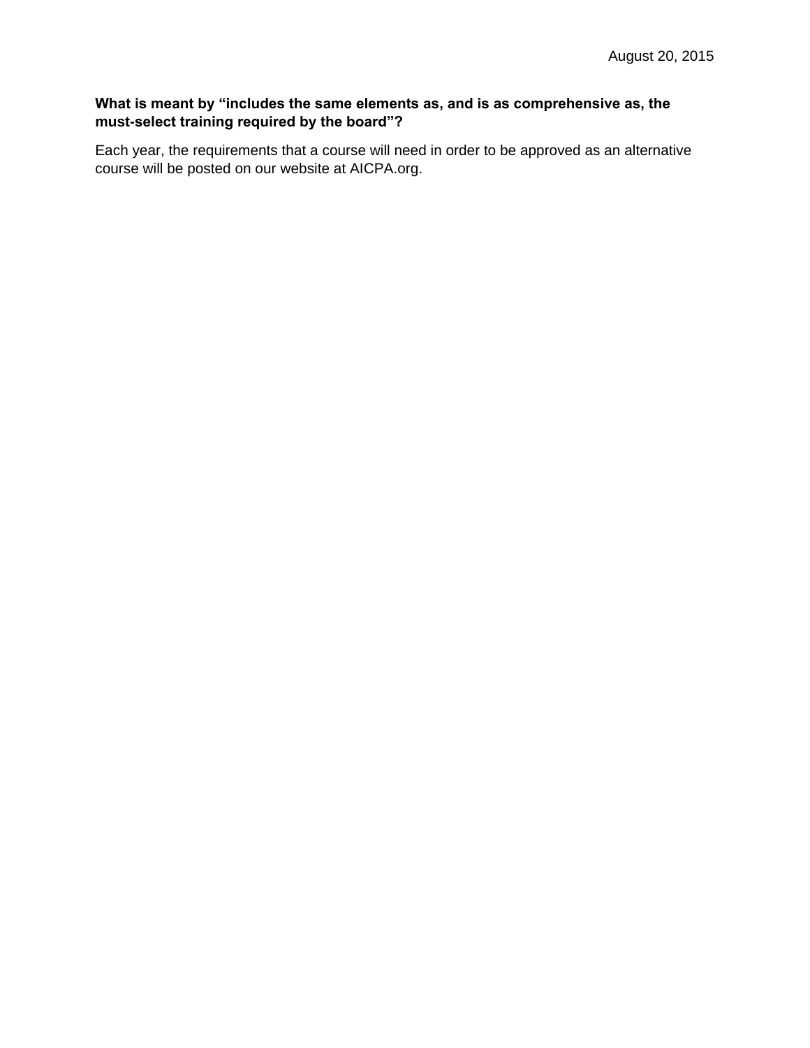**What is meant by "includes the same elements as, and is as comprehensive as, the must-select training required by the board"?**

Each year, the requirements that a course will need in order to be approved as an alternative course will be posted on our website at AICPA.org.